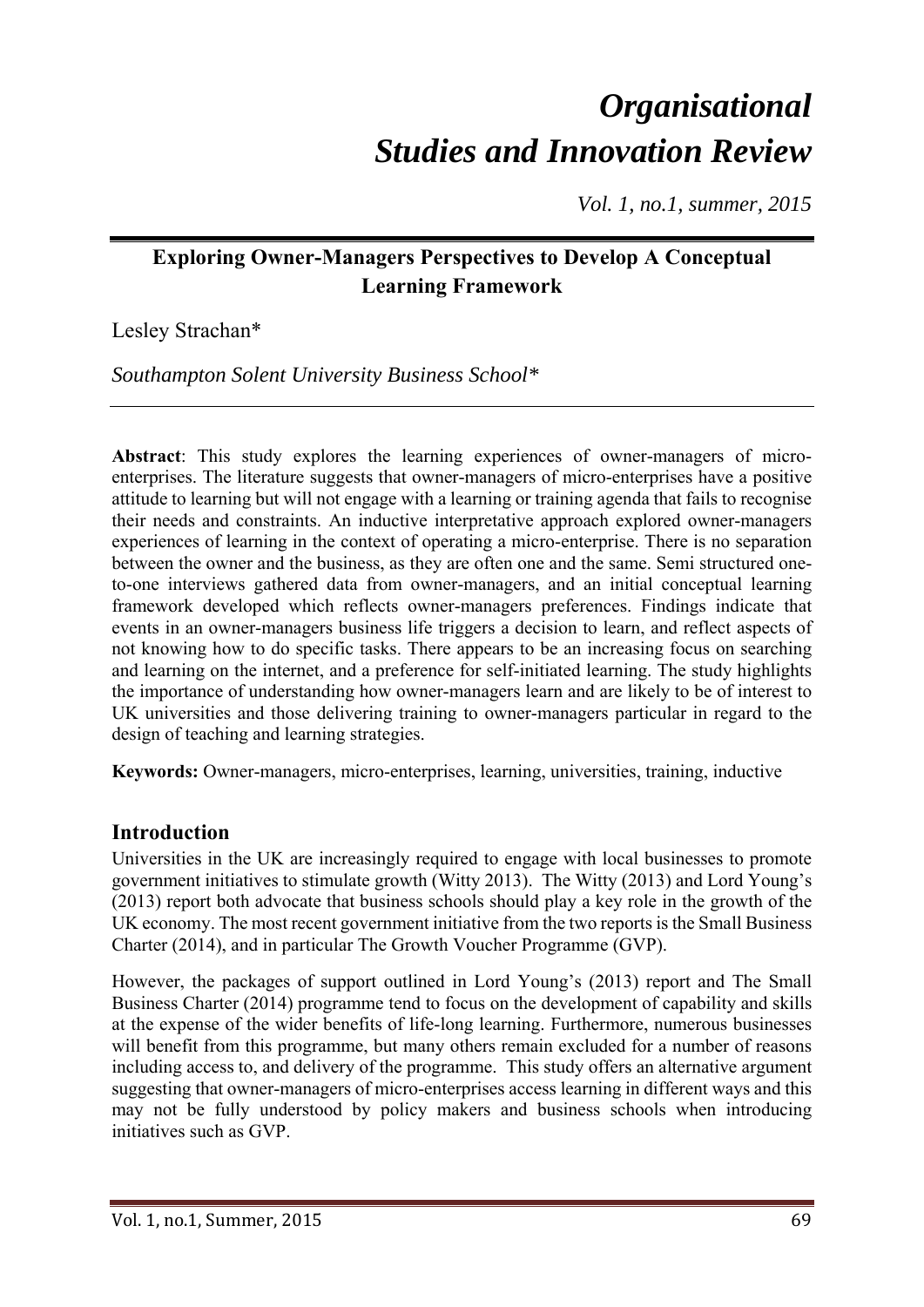# *Organisational Studies and Innovation Review*

*Vol. 1, no.1, summer, 2015*

## Exploring Owner-Managers Perspectives to Develop A Conceptual Learning Framework

Lesley Strachan*

*Southampton Solent University Business School**

**Abstract**: This study explores the learning experiences of owner-managers of micro-enterprises. The literature suggests that owner-managers of micro-enterprises have a positive attitude to learning but will not engage with a learning or training agenda that fails to recognise their needs and constraints. An inductive interpretative approach explored owner-managers experiences of learning in the context of operating a micro-enterprise. There is no separation between the owner and the business, as they are often one and the same. Semi structured one-to-one interviews gathered data from owner-managers, and an initial conceptual learning framework developed which reflects owner-managers preferences. Findings indicate that events in an owner-managers business life triggers a decision to learn, and reflect aspects of not knowing how to do specific tasks. There appears to be an increasing focus on searching and learning on the internet, and a preference for self-initiated learning. The study highlights the importance of understanding how owner-managers learn and are likely to be of interest to UK universities and those delivering training to owner-managers particular in regard to the design of teaching and learning strategies.

**Keywords:** Owner-managers, micro-enterprises, learning, universities, training, inductive

## Introduction

Universities in the UK are increasingly required to engage with local businesses to promote government initiatives to stimulate growth (Witty 2013). The Witty (2013) and Lord Young's (2013) report both advocate that business schools should play a key role in the growth of the UK economy. The most recent government initiative from the two reports is the Small Business Charter (2014), and in particular The Growth Voucher Programme (GVP).

However, the packages of support outlined in Lord Young's (2013) report and The Small Business Charter (2014) programme tend to focus on the development of capability and skills at the expense of the wider benefits of life-long learning. Furthermore, numerous businesses will benefit from this programme, but many others remain excluded for a number of reasons including access to, and delivery of the programme. This study offers an alternative argument suggesting that owner-managers of micro-enterprises access learning in different ways and this may not be fully understood by policy makers and business schools when introducing initiatives such as GVP.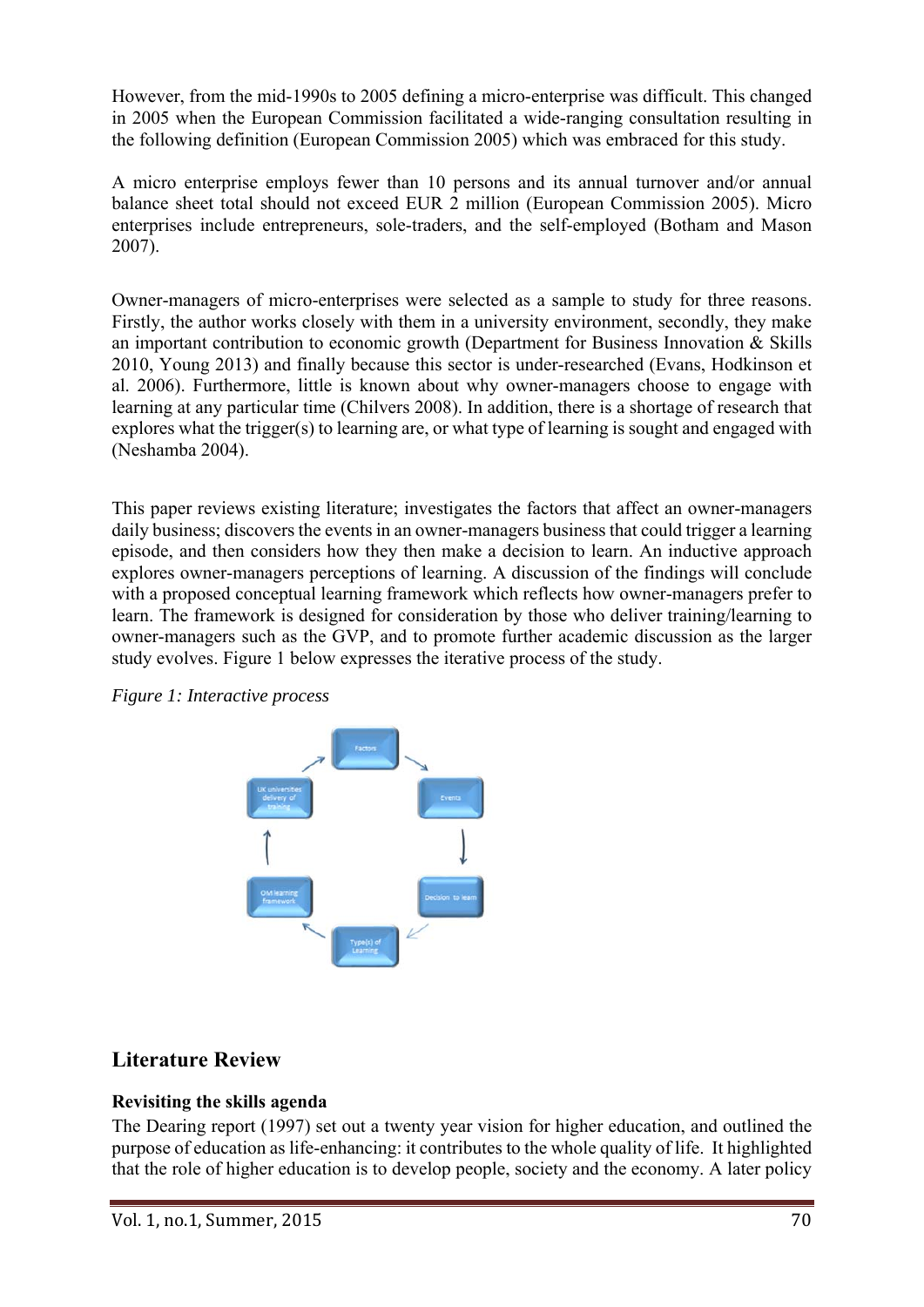However, from the mid-1990s to 2005 defining a micro-enterprise was difficult. This changed in 2005 when the European Commission facilitated a wide-ranging consultation resulting in the following definition (European Commission 2005) which was embraced for this study.

A micro enterprise employs fewer than 10 persons and its annual turnover and/or annual balance sheet total should not exceed EUR 2 million (European Commission 2005). Micro enterprises include entrepreneurs, sole-traders, and the self-employed (Botham and Mason 2007).

Owner-managers of micro-enterprises were selected as a sample to study for three reasons. Firstly, the author works closely with them in a university environment, secondly, they make an important contribution to economic growth (Department for Business Innovation & Skills 2010, Young 2013) and finally because this sector is under-researched (Evans, Hodkinson et al. 2006). Furthermore, little is known about why owner-managers choose to engage with learning at any particular time (Chilvers 2008). In addition, there is a shortage of research that explores what the trigger(s) to learning are, or what type of learning is sought and engaged with (Neshamba 2004).

This paper reviews existing literature; investigates the factors that affect an owner-managers daily business; discovers the events in an owner-managers business that could trigger a learning episode, and then considers how they then make a decision to learn. An inductive approach explores owner-managers perceptions of learning. A discussion of the findings will conclude with a proposed conceptual learning framework which reflects how owner-managers prefer to learn. The framework is designed for consideration by those who deliver training/learning to owner-managers such as the GVP, and to promote further academic discussion as the larger study evolves. Figure 1 below expresses the iterative process of the study.

*Figure 1: Interactive process*

## Literature Review

### Revisiting the skills agenda

The Dearing report (1997) set out a twenty year vision for higher education, and outlined the purpose of education as life-enhancing: it contributes to the whole quality of life. It highlighted that the role of higher education is to develop people, society and the economy. A later policy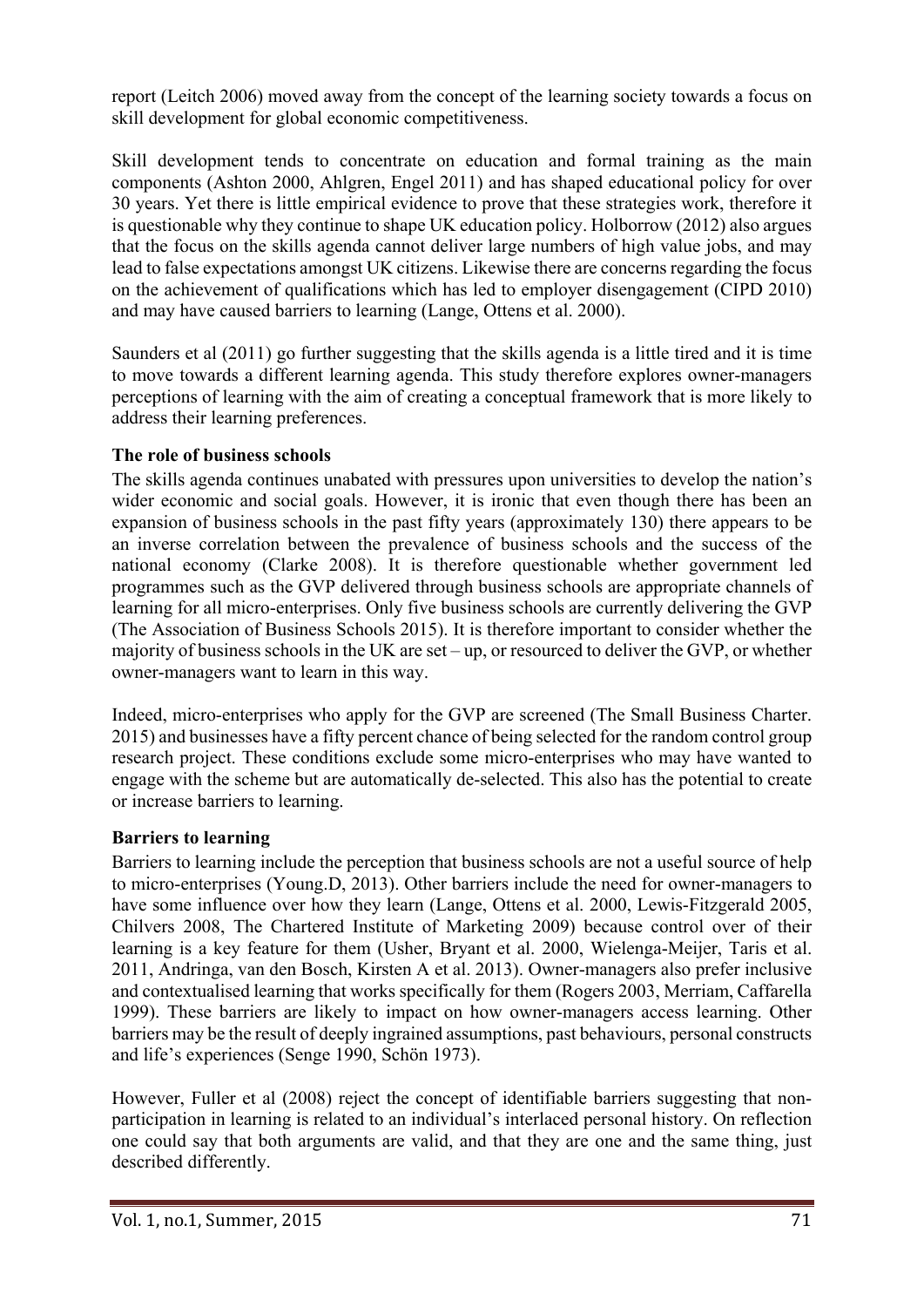report (Leitch 2006) moved away from the concept of the learning society towards a focus on skill development for global economic competitiveness.

Skill development tends to concentrate on education and formal training as the main components (Ashton 2000, Ahlgren, Engel 2011) and has shaped educational policy for over 30 years. Yet there is little empirical evidence to prove that these strategies work, therefore it is questionable why they continue to shape UK education policy. Holborrow (2012) also argues that the focus on the skills agenda cannot deliver large numbers of high value jobs, and may lead to false expectations amongst UK citizens. Likewise there are concerns regarding the focus on the achievement of qualifications which has led to employer disengagement (CIPD 2010) and may have caused barriers to learning (Lange, Ottens et al. 2000).

Saunders et al (2011) go further suggesting that the skills agenda is a little tired and it is time to move towards a different learning agenda. This study therefore explores owner-managers perceptions of learning with the aim of creating a conceptual framework that is more likely to address their learning preferences.

**The role of business schools**

The skills agenda continues unabated with pressures upon universities to develop the nation's wider economic and social goals. However, it is ironic that even though there has been an expansion of business schools in the past fifty years (approximately 130) there appears to be an inverse correlation between the prevalence of business schools and the success of the national economy (Clarke 2008). It is therefore questionable whether government led programmes such as the GVP delivered through business schools are appropriate channels of learning for all micro-enterprises. Only five business schools are currently delivering the GVP (The Association of Business Schools 2015). It is therefore important to consider whether the majority of business schools in the UK are set – up, or resourced to deliver the GVP, or whether owner-managers want to learn in this way.

Indeed, micro-enterprises who apply for the GVP are screened (The Small Business Charter. 2015) and businesses have a fifty percent chance of being selected for the random control group research project. These conditions exclude some micro-enterprises who may have wanted to engage with the scheme but are automatically de-selected. This also has the potential to create or increase barriers to learning.

**Barriers to learning**

Barriers to learning include the perception that business schools are not a useful source of help to micro-enterprises (Young.D, 2013). Other barriers include the need for owner-managers to have some influence over how they learn (Lange, Ottens et al. 2000, Lewis-Fitzgerald 2005, Chilvers 2008, The Chartered Institute of Marketing 2009) because control over of their learning is a key feature for them (Usher, Bryant et al. 2000, Wielenga-Meijer, Taris et al. 2011, Andringa, van den Bosch, Kirsten A et al. 2013). Owner-managers also prefer inclusive and contextualised learning that works specifically for them (Rogers 2003, Merriam, Caffarella 1999). These barriers are likely to impact on how owner-managers access learning. Other barriers may be the result of deeply ingrained assumptions, past behaviours, personal constructs and life's experiences (Senge 1990, Schön 1973).

However, Fuller et al (2008) reject the concept of identifiable barriers suggesting that non-participation in learning is related to an individual's interlaced personal history. On reflection one could say that both arguments are valid, and that they are one and the same thing, just described differently.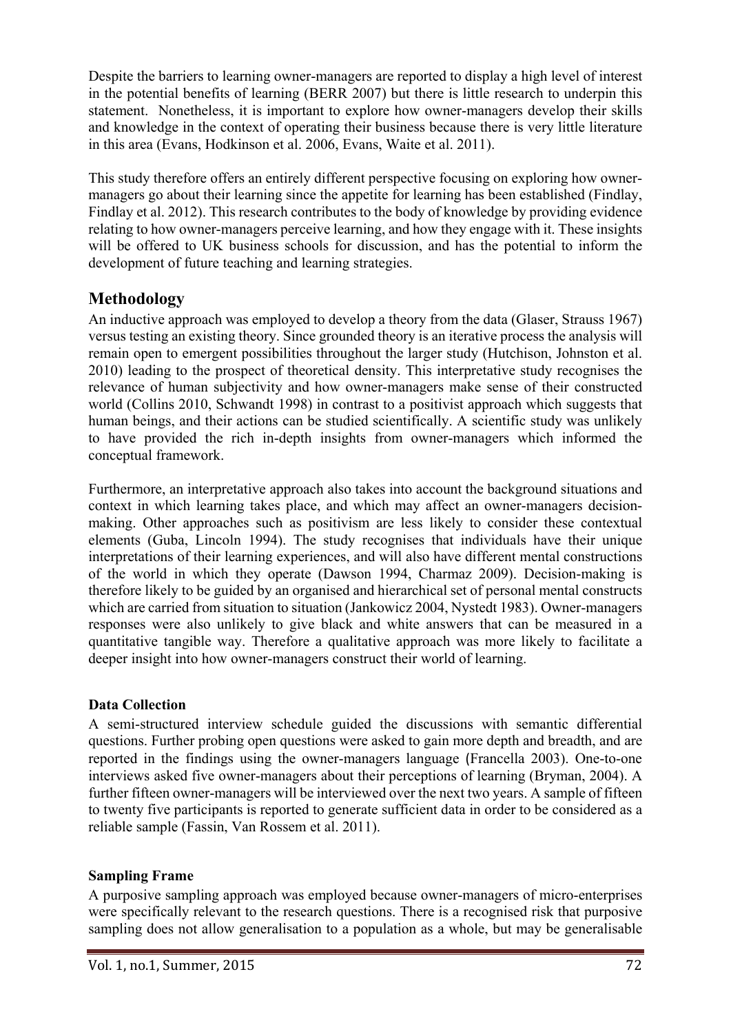Despite the barriers to learning owner-managers are reported to display a high level of interest in the potential benefits of learning (BERR 2007) but there is little research to underpin this statement. Nonetheless, it is important to explore how owner-managers develop their skills and knowledge in the context of operating their business because there is very little literature in this area (Evans, Hodkinson et al. 2006, Evans, Waite et al. 2011).

This study therefore offers an entirely different perspective focusing on exploring how owner-managers go about their learning since the appetite for learning has been established (Findlay, Findlay et al. 2012). This research contributes to the body of knowledge by providing evidence relating to how owner-managers perceive learning, and how they engage with it. These insights will be offered to UK business schools for discussion, and has the potential to inform the development of future teaching and learning strategies.

## Methodology

An inductive approach was employed to develop a theory from the data (Glaser, Strauss 1967) versus testing an existing theory. Since grounded theory is an iterative process the analysis will remain open to emergent possibilities throughout the larger study (Hutchison, Johnston et al. 2010) leading to the prospect of theoretical density. This interpretative study recognises the relevance of human subjectivity and how owner-managers make sense of their constructed world (Collins 2010, Schwandt 1998) in contrast to a positivist approach which suggests that human beings, and their actions can be studied scientifically. A scientific study was unlikely to have provided the rich in-depth insights from owner-managers which informed the conceptual framework.

Furthermore, an interpretative approach also takes into account the background situations and context in which learning takes place, and which may affect an owner-managers decision-making. Other approaches such as positivism are less likely to consider these contextual elements (Guba, Lincoln 1994). The study recognises that individuals have their unique interpretations of their learning experiences, and will also have different mental constructions of the world in which they operate (Dawson 1994, Charmaz 2009). Decision-making is therefore likely to be guided by an organised and hierarchical set of personal mental constructs which are carried from situation to situation (Jankowicz 2004, Nystedt 1983). Owner-managers responses were also unlikely to give black and white answers that can be measured in a quantitative tangible way. Therefore a qualitative approach was more likely to facilitate a deeper insight into how owner-managers construct their world of learning.

### Data Collection

A semi-structured interview schedule guided the discussions with semantic differential questions. Further probing open questions were asked to gain more depth and breadth, and are reported in the findings using the owner-managers language (Francella 2003). One-to-one interviews asked five owner-managers about their perceptions of learning (Bryman, 2004). A further fifteen owner-managers will be interviewed over the next two years. A sample of fifteen to twenty five participants is reported to generate sufficient data in order to be considered as a reliable sample (Fassin, Van Rossem et al. 2011).

### Sampling Frame

A purposive sampling approach was employed because owner-managers of micro-enterprises were specifically relevant to the research questions. There is a recognised risk that purposive sampling does not allow generalisation to a population as a whole, but may be generalisable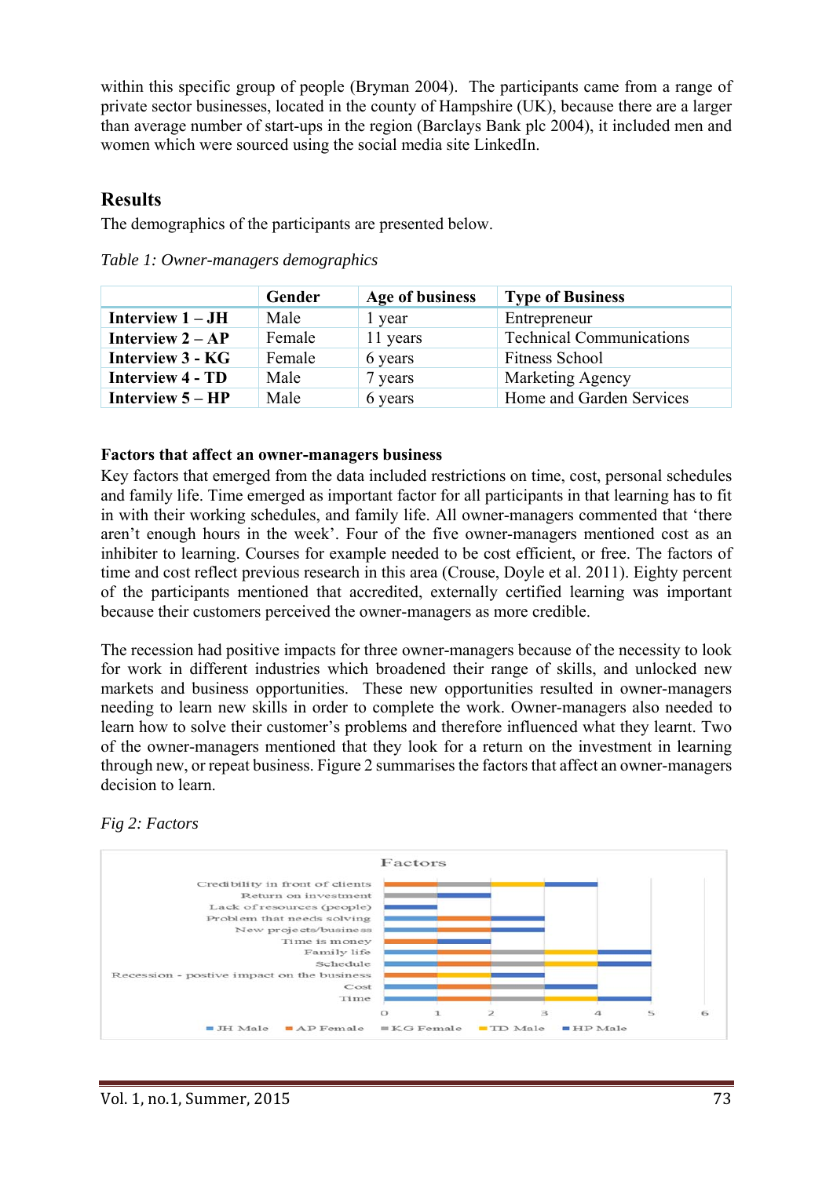within this specific group of people (Bryman 2004). The participants came from a range of private sector businesses, located in the county of Hampshire (UK), because there are a larger than average number of start-ups in the region (Barclays Bank plc 2004), it included men and women which were sourced using the social media site LinkedIn.

## Results

The demographics of the participants are presented below.

*Table 1: Owner-managers demographics*

| | Gender | Age of business | Type of Business |
|---|---|---|---|
| **Interview 1 – JH** | Male | 1 year | Entrepreneur |
| **Interview 2 – AP** | Female | 11 years | Technical Communications |
| **Interview 3 - KG** | Female | 6 years | Fitness School |
| **Interview 4 - TD** | Male | 7 years | Marketing Agency |
| **Interview 5 – HP** | Male | 6 years | Home and Garden Services |

### Factors that affect an owner-managers business

Key factors that emerged from the data included restrictions on time, cost, personal schedules and family life. Time emerged as important factor for all participants in that learning has to fit in with their working schedules, and family life. All owner-managers commented that 'there aren't enough hours in the week'. Four of the five owner-managers mentioned cost as an inhibiter to learning. Courses for example needed to be cost efficient, or free. The factors of time and cost reflect previous research in this area (Crouse, Doyle et al. 2011). Eighty percent of the participants mentioned that accredited, externally certified learning was important because their customers perceived the owner-managers as more credible.

The recession had positive impacts for three owner-managers because of the necessity to look for work in different industries which broadened their range of skills, and unlocked new markets and business opportunities. These new opportunities resulted in owner-managers needing to learn new skills in order to complete the work. Owner-managers also needed to learn how to solve their customer's problems and therefore influenced what they learnt. Two of the owner-managers mentioned that they look for a return on the investment in learning through new, or repeat business. Figure 2 summarises the factors that affect an owner-managers decision to learn.

*Fig 2: Factors*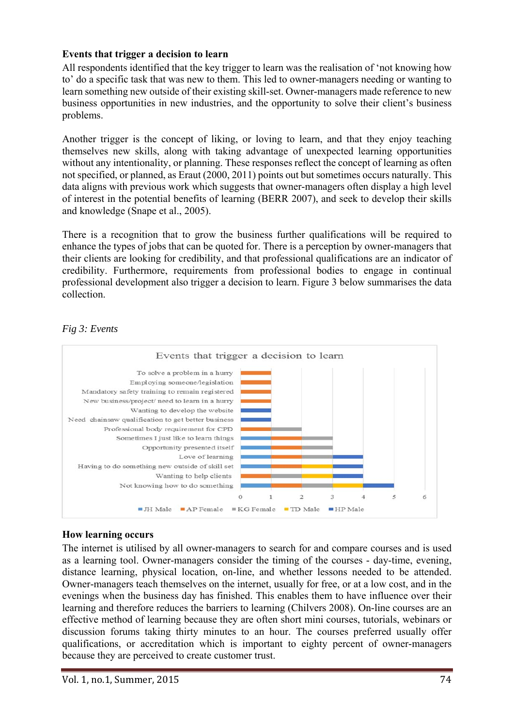**Events that trigger a decision to learn**

All respondents identified that the key trigger to learn was the realisation of 'not knowing how to' do a specific task that was new to them. This led to owner-managers needing or wanting to learn something new outside of their existing skill-set. Owner-managers made reference to new business opportunities in new industries, and the opportunity to solve their client's business problems.

Another trigger is the concept of liking, or loving to learn, and that they enjoy teaching themselves new skills, along with taking advantage of unexpected learning opportunities without any intentionality, or planning. These responses reflect the concept of learning as often not specified, or planned, as Eraut (2000, 2011) points out but sometimes occurs naturally. This data aligns with previous work which suggests that owner-managers often display a high level of interest in the potential benefits of learning (BERR 2007), and seek to develop their skills and knowledge (Snape et al., 2005).

There is a recognition that to grow the business further qualifications will be required to enhance the types of jobs that can be quoted for. There is a perception by owner-managers that their clients are looking for credibility, and that professional qualifications are an indicator of credibility. Furthermore, requirements from professional bodies to engage in continual professional development also trigger a decision to learn. Figure 3 below summarises the data collection.

*Fig 3: Events*

Events that trigger a decision to learn

| Event | JH Male | AP Female | KG Female | TD Male | HP Male |
|---|---|---|---|---|---|
| To solve a problem in a hurry | | 1 | | | |
| Employing someone/legislation | | 1 | | | |
| Mandatory safety training to remain registered | | 1 | | | |
| New business/project/ need to learn in a hurry | | 1 | | | |
| Wanting to develop the website | | | | | 1 |
| Need chainsaw qualification to get better business | | | | | 1 |
| Professional body requirement for CPD | | 1 | 1 | | |
| Sometimes I just like to learn things | 1 | 1 | 1 | | |
| Opportunity presented itself | 1 | 1 | 1 | | |
| Love of learning | 1 | 1 | 1 | | 1 |
| Having to do something new outside of skill set | 1 | 1 | | 1 | 1 |
| Wanting to help clients | | 1 | 1 | 1 | 1 |
| Not knowing how to do something | 1 | 1 | 1 | 1 | 1 |

**How learning occurs**

The internet is utilised by all owner-managers to search for and compare courses and is used as a learning tool. Owner-managers consider the timing of the courses - day-time, evening, distance learning, physical location, on-line, and whether lessons needed to be attended. Owner-managers teach themselves on the internet, usually for free, or at a low cost, and in the evenings when the business day has finished. This enables them to have influence over their learning and therefore reduces the barriers to learning (Chilvers 2008). On-line courses are an effective method of learning because they are often short mini courses, tutorials, webinars or discussion forums taking thirty minutes to an hour. The courses preferred usually offer qualifications, or accreditation which is important to eighty percent of owner-managers because they are perceived to create customer trust.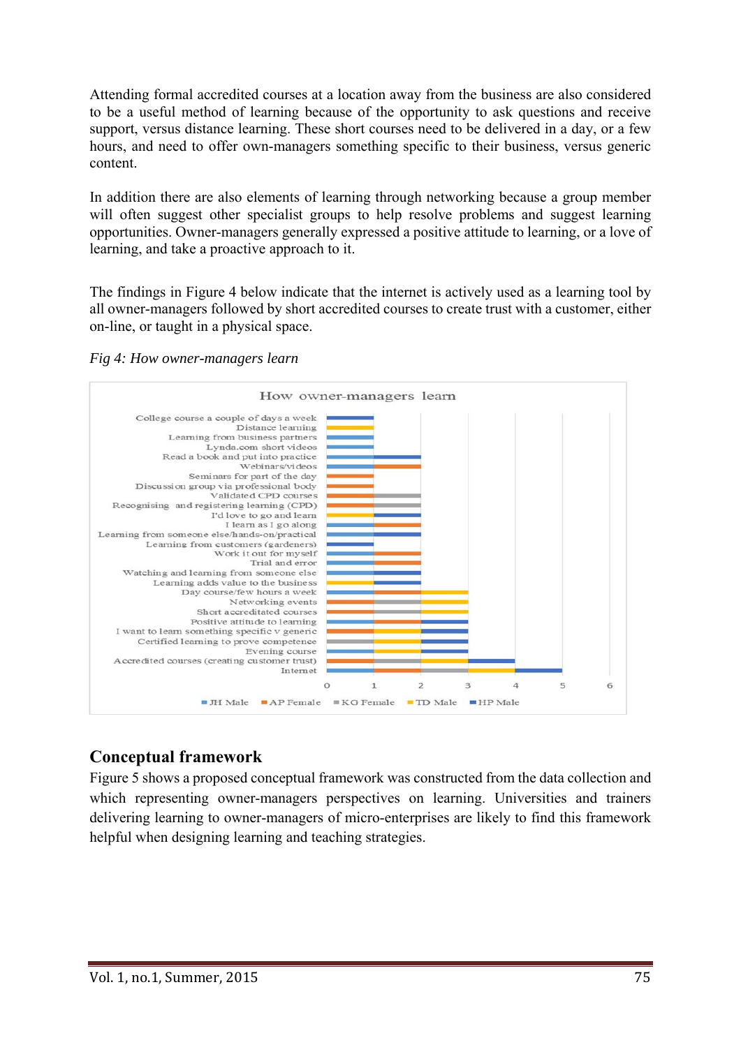Attending formal accredited courses at a location away from the business are also considered to be a useful method of learning because of the opportunity to ask questions and receive support, versus distance learning. These short courses need to be delivered in a day, or a few hours, and need to offer own-managers something specific to their business, versus generic content.

In addition there are also elements of learning through networking because a group member will often suggest other specialist groups to help resolve problems and suggest learning opportunities. Owner-managers generally expressed a positive attitude to learning, or a love of learning, and take a proactive approach to it.

The findings in Figure 4 below indicate that the internet is actively used as a learning tool by all owner-managers followed by short accredited courses to create trust with a customer, either on-line, or taught in a physical space.

*Fig 4: How owner-managers learn*

## Conceptual framework

Figure 5 shows a proposed conceptual framework was constructed from the data collection and which representing owner-managers perspectives on learning. Universities and trainers delivering learning to owner-managers of micro-enterprises are likely to find this framework helpful when designing learning and teaching strategies.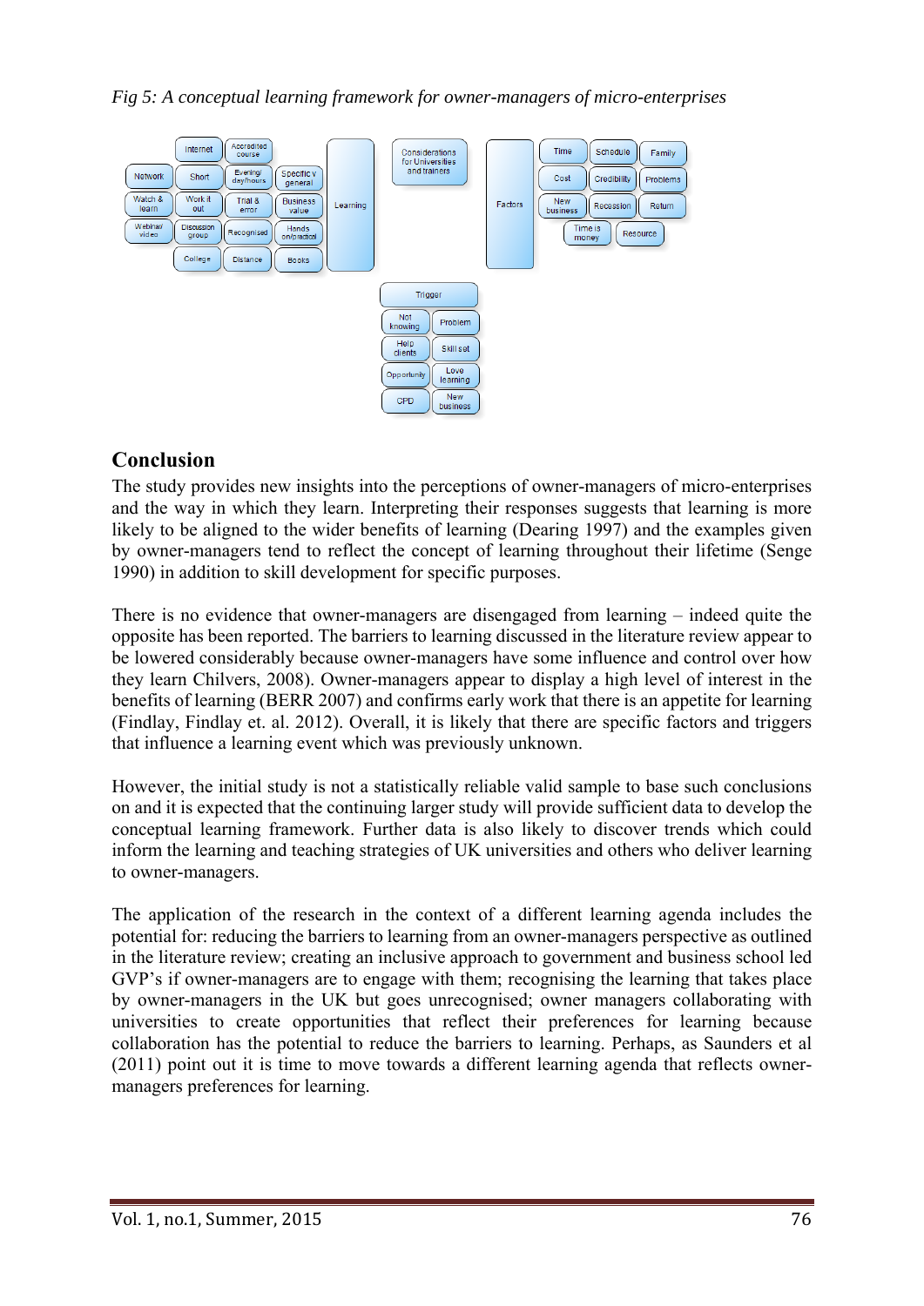*Fig 5: A conceptual learning framework for owner-managers of micro-enterprises*

## Conclusion

The study provides new insights into the perceptions of owner-managers of micro-enterprises and the way in which they learn. Interpreting their responses suggests that learning is more likely to be aligned to the wider benefits of learning (Dearing 1997) and the examples given by owner-managers tend to reflect the concept of learning throughout their lifetime (Senge 1990) in addition to skill development for specific purposes.

There is no evidence that owner-managers are disengaged from learning – indeed quite the opposite has been reported. The barriers to learning discussed in the literature review appear to be lowered considerably because owner-managers have some influence and control over how they learn Chilvers, 2008). Owner-managers appear to display a high level of interest in the benefits of learning (BERR 2007) and confirms early work that there is an appetite for learning (Findlay, Findlay et. al. 2012). Overall, it is likely that there are specific factors and triggers that influence a learning event which was previously unknown.

However, the initial study is not a statistically reliable valid sample to base such conclusions on and it is expected that the continuing larger study will provide sufficient data to develop the conceptual learning framework. Further data is also likely to discover trends which could inform the learning and teaching strategies of UK universities and others who deliver learning to owner-managers.

The application of the research in the context of a different learning agenda includes the potential for: reducing the barriers to learning from an owner-managers perspective as outlined in the literature review; creating an inclusive approach to government and business school led GVP's if owner-managers are to engage with them; recognising the learning that takes place by owner-managers in the UK but goes unrecognised; owner managers collaborating with universities to create opportunities that reflect their preferences for learning because collaboration has the potential to reduce the barriers to learning. Perhaps, as Saunders et al (2011) point out it is time to move towards a different learning agenda that reflects owner-managers preferences for learning.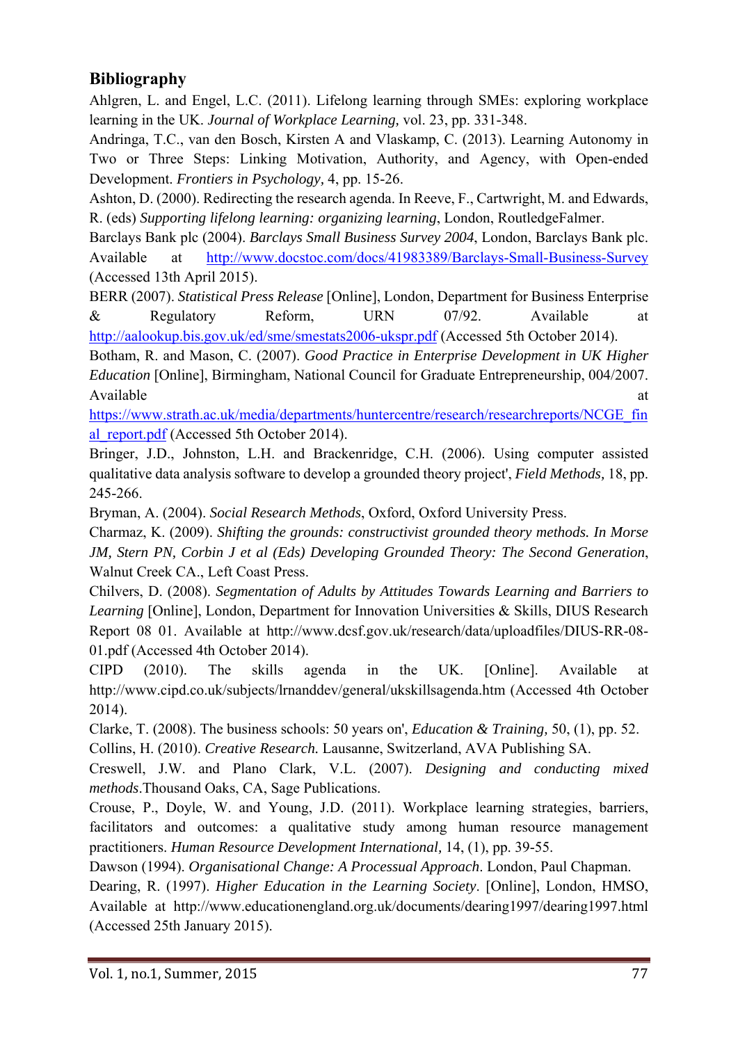## Bibliography

Ahlgren, L. and Engel, L.C. (2011). Lifelong learning through SMEs: exploring workplace learning in the UK. *Journal of Workplace Learning,* vol. 23, pp. 331-348.

Andringa, T.C., van den Bosch, Kirsten A and Vlaskamp, C. (2013). Learning Autonomy in Two or Three Steps: Linking Motivation, Authority, and Agency, with Open-ended Development. *Frontiers in Psychology,* 4, pp. 15-26.

Ashton, D. (2000). Redirecting the research agenda. In Reeve, F., Cartwright, M. and Edwards, R. (eds) *Supporting lifelong learning: organizing learning*, London, RoutledgeFalmer.

Barclays Bank plc (2004). *Barclays Small Business Survey 2004*, London, Barclays Bank plc. Available at http://www.docstoc.com/docs/41983389/Barclays-Small-Business-Survey (Accessed 13th April 2015).

BERR (2007). *Statistical Press Release* [Online], London, Department for Business Enterprise & Regulatory Reform, URN 07/92. Available at http://aalookup.bis.gov.uk/ed/sme/smestats2006-ukspr.pdf (Accessed 5th October 2014).

Botham, R. and Mason, C. (2007). *Good Practice in Enterprise Development in UK Higher Education* [Online], Birmingham, National Council for Graduate Entrepreneurship, 004/2007. Available at https://www.strath.ac.uk/media/departments/huntercentre/research/researchreports/NCGE_final_report.pdf (Accessed 5th October 2014).

Bringer, J.D., Johnston, L.H. and Brackenridge, C.H. (2006). Using computer assisted qualitative data analysis software to develop a grounded theory project', *Field Methods*, 18, pp. 245-266.

Bryman, A. (2004). *Social Research Methods*, Oxford, Oxford University Press.

Charmaz, K. (2009). *Shifting the grounds: constructivist grounded theory methods. In Morse JM, Stern PN, Corbin J et al (Eds) Developing Grounded Theory: The Second Generation*, Walnut Creek CA., Left Coast Press.

Chilvers, D. (2008). *Segmentation of Adults by Attitudes Towards Learning and Barriers to Learning* [Online], London, Department for Innovation Universities & Skills, DIUS Research Report 08 01. Available at http://www.dcsf.gov.uk/research/data/uploadfiles/DIUS-RR-08-01.pdf (Accessed 4th October 2014).

CIPD (2010). The skills agenda in the UK. [Online]. Available at http://www.cipd.co.uk/subjects/lrnanddev/general/ukskillsagenda.htm (Accessed 4th October 2014).

Clarke, T. (2008). The business schools: 50 years on', *Education & Training,* 50, (1), pp. 52.

Collins, H. (2010). *Creative Research.* Lausanne, Switzerland, AVA Publishing SA.

Creswell, J.W. and Plano Clark, V.L. (2007). *Designing and conducting mixed methods*.Thousand Oaks, CA, Sage Publications.

Crouse, P., Doyle, W. and Young, J.D. (2011). Workplace learning strategies, barriers, facilitators and outcomes: a qualitative study among human resource management practitioners. *Human Resource Development International,* 14, (1), pp. 39-55.

Dawson (1994). *Organisational Change: A Processual Approach*. London, Paul Chapman.

Dearing, R. (1997). *Higher Education in the Learning Society*. [Online], London, HMSO, Available at http://www.educationengland.org.uk/documents/dearing1997/dearing1997.html (Accessed 25th January 2015).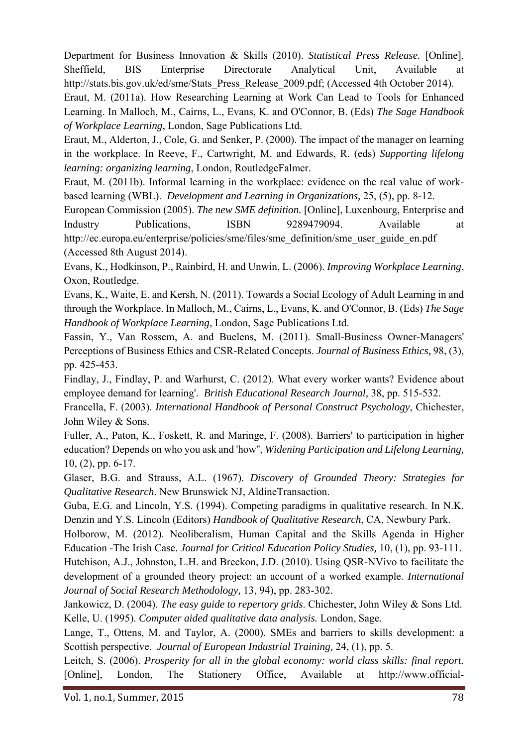Department for Business Innovation & Skills (2010). *Statistical Press Release.* [Online], Sheffield, BIS Enterprise Directorate Analytical Unit, Available at http://stats.bis.gov.uk/ed/sme/Stats_Press_Release_2009.pdf; (Accessed 4th October 2014).

Eraut, M. (2011a). How Researching Learning at Work Can Lead to Tools for Enhanced Learning. In Malloch, M., Cairns, L., Evans, K. and O'Connor, B. (Eds) *The Sage Handbook of Workplace Learning*, London, Sage Publications Ltd.

Eraut, M., Alderton, J., Cole, G. and Senker, P. (2000). The impact of the manager on learning in the workplace. In Reeve, F., Cartwright, M. and Edwards, R. (eds) *Supporting lifelong learning: organizing learning*, London, RoutledgeFalmer.

Eraut, M. (2011b). Informal learning in the workplace: evidence on the real value of work-based learning (WBL). *Development and Learning in Organizations,* 25, (5), pp. 8-12.

European Commission (2005). *The new SME definition.* [Online], Luxenbourg, Enterprise and Industry Publications, ISBN 9289479094. Available at http://ec.europa.eu/enterprise/policies/sme/files/sme_definition/sme_user_guide_en.pdf (Accessed 8th August 2014).

Evans, K., Hodkinson, P., Rainbird, H. and Unwin, L. (2006). *Improving Workplace Learning*, Oxon, Routledge.

Evans, K., Waite, E. and Kersh, N. (2011). Towards a Social Ecology of Adult Learning in and through the Workplace. In Malloch, M., Cairns, L., Evans, K. and O'Connor, B. (Eds) *The Sage Handbook of Workplace Learning*, London, Sage Publications Ltd.

Fassin, Y., Van Rossem, A. and Buelens, M. (2011). Small-Business Owner-Managers' Perceptions of Business Ethics and CSR-Related Concepts. *Journal of Business Ethics,* 98, (3), pp. 425-453.

Findlay, J., Findlay, P. and Warhurst, C. (2012). What every worker wants? Evidence about employee demand for learning'. *British Educational Research Journal,* 38, pp. 515-532.

Francella, F. (2003). *International Handbook of Personal Construct Psychology*, Chichester, John Wiley & Sons.

Fuller, A., Paton, K., Foskett, R. and Maringe, F. (2008). Barriers' to participation in higher education? Depends on who you ask and 'how'', *Widening Participation and Lifelong Learning,* 10, (2), pp. 6-17.

Glaser, B.G. and Strauss, A.L. (1967). *Discovery of Grounded Theory: Strategies for Qualitative Research*. New Brunswick NJ, AldineTransaction.

Guba, E.G. and Lincoln, Y.S. (1994). Competing paradigms in qualitative research. In N.K. Denzin and Y.S. Lincoln (Editors) *Handbook of Qualitative Research*, CA, Newbury Park.

Holborow, M. (2012). Neoliberalism, Human Capital and the Skills Agenda in Higher Education -The Irish Case. *Journal for Critical Education Policy Studies,* 10, (1), pp. 93-111.

Hutchison, A.J., Johnston, L.H. and Breckon, J.D. (2010). Using QSR-NVivo to facilitate the development of a grounded theory project: an account of a worked example. *International Journal of Social Research Methodology,* 13, 94), pp. 283-302.

Jankowicz, D. (2004). *The easy guide to repertory grids*. Chichester, John Wiley & Sons Ltd.

Kelle, U. (1995). *Computer aided qualitative data analysis.* London, Sage.

Lange, T., Ottens, M. and Taylor, A. (2000). SMEs and barriers to skills development: a Scottish perspective. *Journal of European Industrial Training,* 24, (1), pp. 5.

Leitch, S. (2006). *Prosperity for all in the global economy: world class skills: final report.* [Online], London, The Stationery Office, Available at http://www.official-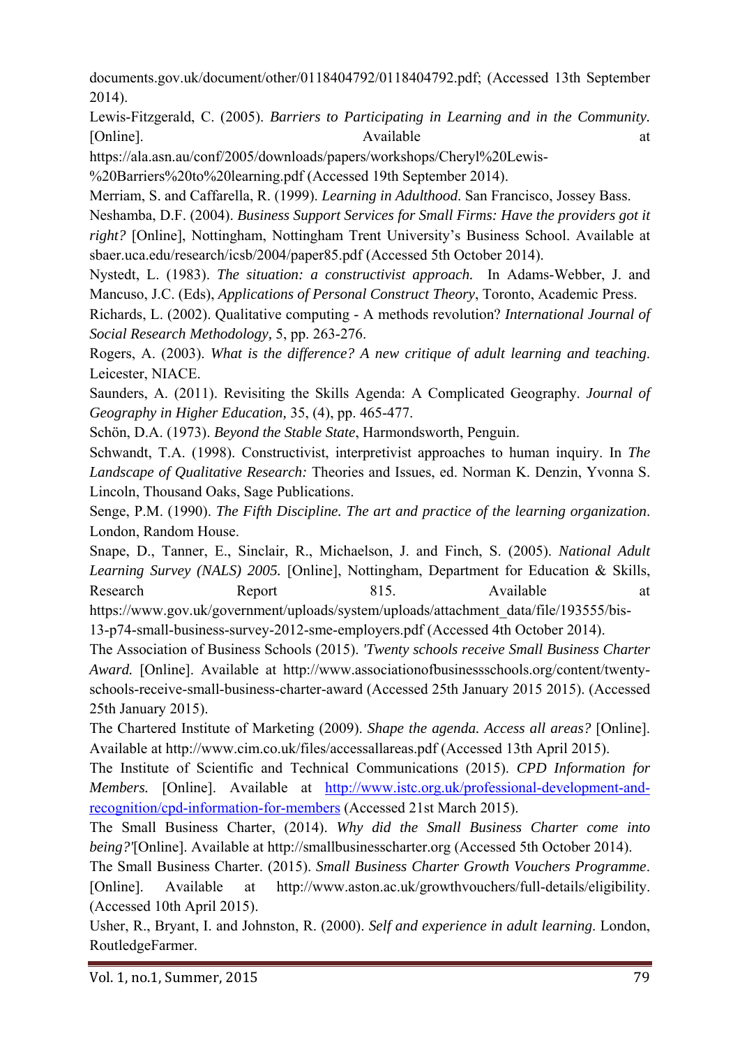documents.gov.uk/document/other/0118404792/0118404792.pdf; (Accessed 13th September 2014).

Lewis-Fitzgerald, C. (2005). *Barriers to Participating in Learning and in the Community.* [Online]. Available at https://ala.asn.au/conf/2005/downloads/papers/workshops/Cheryl%20Lewis-%20Barriers%20to%20learning.pdf (Accessed 19th September 2014).

Merriam, S. and Caffarella, R. (1999). *Learning in Adulthood*. San Francisco, Jossey Bass.

Neshamba, D.F. (2004). *Business Support Services for Small Firms: Have the providers got it right?* [Online], Nottingham, Nottingham Trent University's Business School. Available at sbaer.uca.edu/research/icsb/2004/paper85.pdf (Accessed 5th October 2014).

Nystedt, L. (1983). *The situation: a constructivist approach.* In Adams-Webber, J. and Mancuso, J.C. (Eds), *Applications of Personal Construct Theory*, Toronto, Academic Press.

Richards, L. (2002). Qualitative computing - A methods revolution? *International Journal of Social Research Methodology,* 5, pp. 263-276.

Rogers, A. (2003). *What is the difference? A new critique of adult learning and teaching*. Leicester, NIACE.

Saunders, A. (2011). Revisiting the Skills Agenda: A Complicated Geography. *Journal of Geography in Higher Education,* 35, (4), pp. 465-477.

Schön, D.A. (1973). *Beyond the Stable State*, Harmondsworth, Penguin.

Schwandt, T.A. (1998). Constructivist, interpretivist approaches to human inquiry. In *The Landscape of Qualitative Research:* Theories and Issues, ed. Norman K. Denzin, Yvonna S. Lincoln, Thousand Oaks, Sage Publications.

Senge, P.M. (1990). *The Fifth Discipline. The art and practice of the learning organization*. London, Random House.

Snape, D., Tanner, E., Sinclair, R., Michaelson, J. and Finch, S. (2005). *National Adult Learning Survey (NALS) 2005.* [Online], Nottingham, Department for Education & Skills, Research Report 815. Available at https://www.gov.uk/government/uploads/system/uploads/attachment_data/file/193555/bis-13-p74-small-business-survey-2012-sme-employers.pdf (Accessed 4th October 2014).

The Association of Business Schools (2015). *'Twenty schools receive Small Business Charter Award.* [Online]. Available at http://www.associationofbusinessschools.org/content/twenty-schools-receive-small-business-charter-award (Accessed 25th January 2015 2015). (Accessed 25th January 2015).

The Chartered Institute of Marketing (2009). *Shape the agenda. Access all areas?* [Online]. Available at http://www.cim.co.uk/files/accessallareas.pdf (Accessed 13th April 2015).

The Institute of Scientific and Technical Communications (2015). *CPD Information for Members.* [Online]. Available at [http://www.istc.org.uk/professional-development-and-recognition/cpd-information-for-members](http://www.istc.org.uk/professional-development-and-recognition/cpd-information-for-members) (Accessed 21st March 2015).

The Small Business Charter, (2014). *Why did the Small Business Charter come into being?'*[Online]. Available at http://smallbusinesscharter.org (Accessed 5th October 2014).

The Small Business Charter. (2015). *Small Business Charter Growth Vouchers Programme*. [Online]. Available at http://www.aston.ac.uk/growthvouchers/full-details/eligibility. (Accessed 10th April 2015).

Usher, R., Bryant, I. and Johnston, R. (2000). *Self and experience in adult learning*. London, RoutledgeFarmer.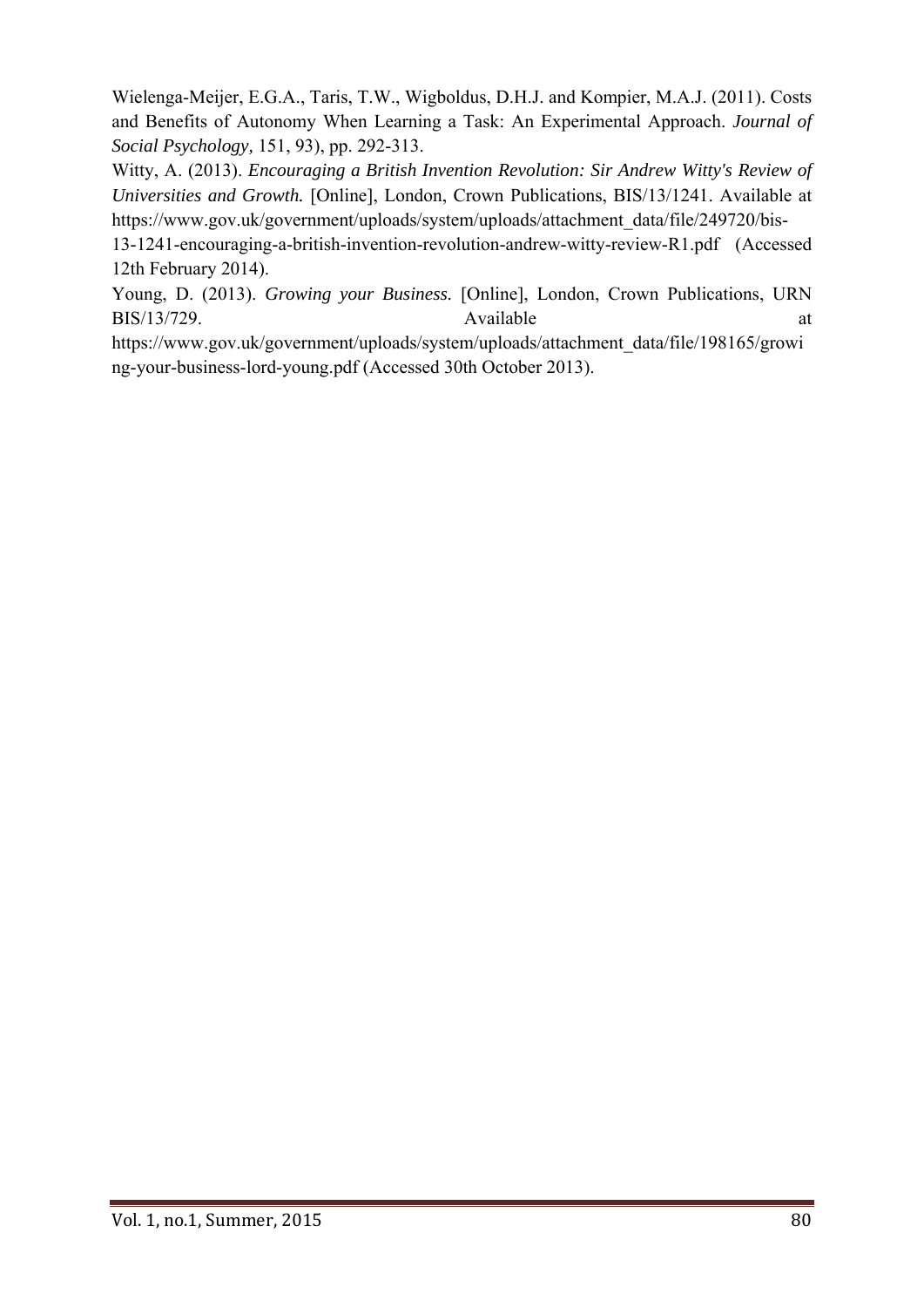Wielenga-Meijer, E.G.A., Taris, T.W., Wigboldus, D.H.J. and Kompier, M.A.J. (2011). Costs and Benefits of Autonomy When Learning a Task: An Experimental Approach. *Journal of Social Psychology*, 151, 93), pp. 292-313.

Witty, A. (2013). *Encouraging a British Invention Revolution: Sir Andrew Witty's Review of Universities and Growth.* [Online], London, Crown Publications, BIS/13/1241. Available at https://www.gov.uk/government/uploads/system/uploads/attachment_data/file/249720/bis-13-1241-encouraging-a-british-invention-revolution-andrew-witty-review-R1.pdf (Accessed 12th February 2014).

Young, D. (2013). *Growing your Business.* [Online], London, Crown Publications, URN BIS/13/729. Available at https://www.gov.uk/government/uploads/system/uploads/attachment_data/file/198165/growing-your-business-lord-young.pdf (Accessed 30th October 2013).